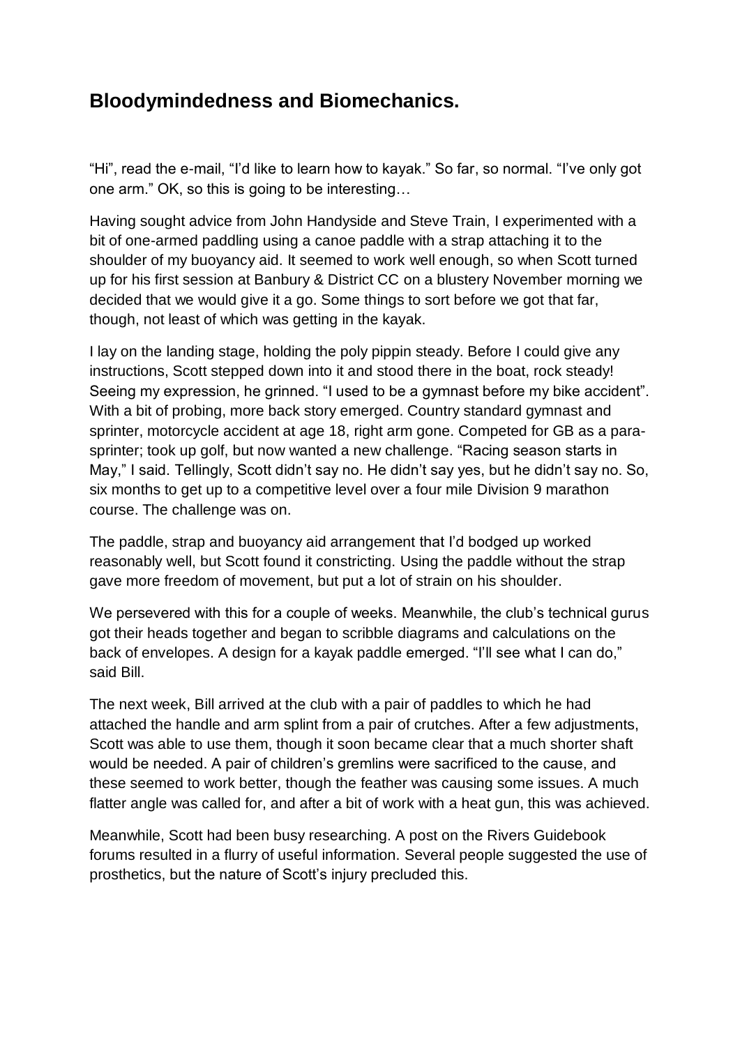# Bloodymindedness and Biomechanics.

“Hi”, read the e-mail, “I’d like to learn how to kayak.” So far, so normal. “I’ve only got one arm.” OK, so this is going to be interesting…

Having sought advice from John Handyside and Steve Train, I experimented with a bit of one-armed paddling using a canoe paddle with a strap attaching it to the shoulder of my buoyancy aid. It seemed to work well enough, so when Scott turned up for his first session at Banbury & District CC on a blustery November morning we decided that we would give it a go. Some things to sort before we got that far, though, not least of which was getting in the kayak.

I lay on the landing stage, holding the poly pippin steady. Before I could give any instructions, Scott stepped down into it and stood there in the boat, rock steady! Seeing my expression, he grinned. “I used to be a gymnast before my bike accident”. With a bit of probing, more back story emerged. Country standard gymnast and sprinter, motorcycle accident at age 18, right arm gone. Competed for GB as a para-sprinter; took up golf, but now wanted a new challenge. “Racing season starts in May,” I said. Tellingly, Scott didn’t say no. He didn’t say yes, but he didn’t say no. So, six months to get up to a competitive level over a four mile Division 9 marathon course. The challenge was on.

The paddle, strap and buoyancy aid arrangement that I’d bodged up worked reasonably well, but Scott found it constricting. Using the paddle without the strap gave more freedom of movement, but put a lot of strain on his shoulder.

We persevered with this for a couple of weeks. Meanwhile, the club’s technical gurus got their heads together and began to scribble diagrams and calculations on the back of envelopes. A design for a kayak paddle emerged. “I’ll see what I can do,” said Bill.

The next week, Bill arrived at the club with a pair of paddles to which he had attached the handle and arm splint from a pair of crutches. After a few adjustments, Scott was able to use them, though it soon became clear that a much shorter shaft would be needed. A pair of children’s gremlins were sacrificed to the cause, and these seemed to work better, though the feather was causing some issues. A much flatter angle was called for, and after a bit of work with a heat gun, this was achieved.

Meanwhile, Scott had been busy researching. A post on the Rivers Guidebook forums resulted in a flurry of useful information. Several people suggested the use of prosthetics, but the nature of Scott’s injury precluded this.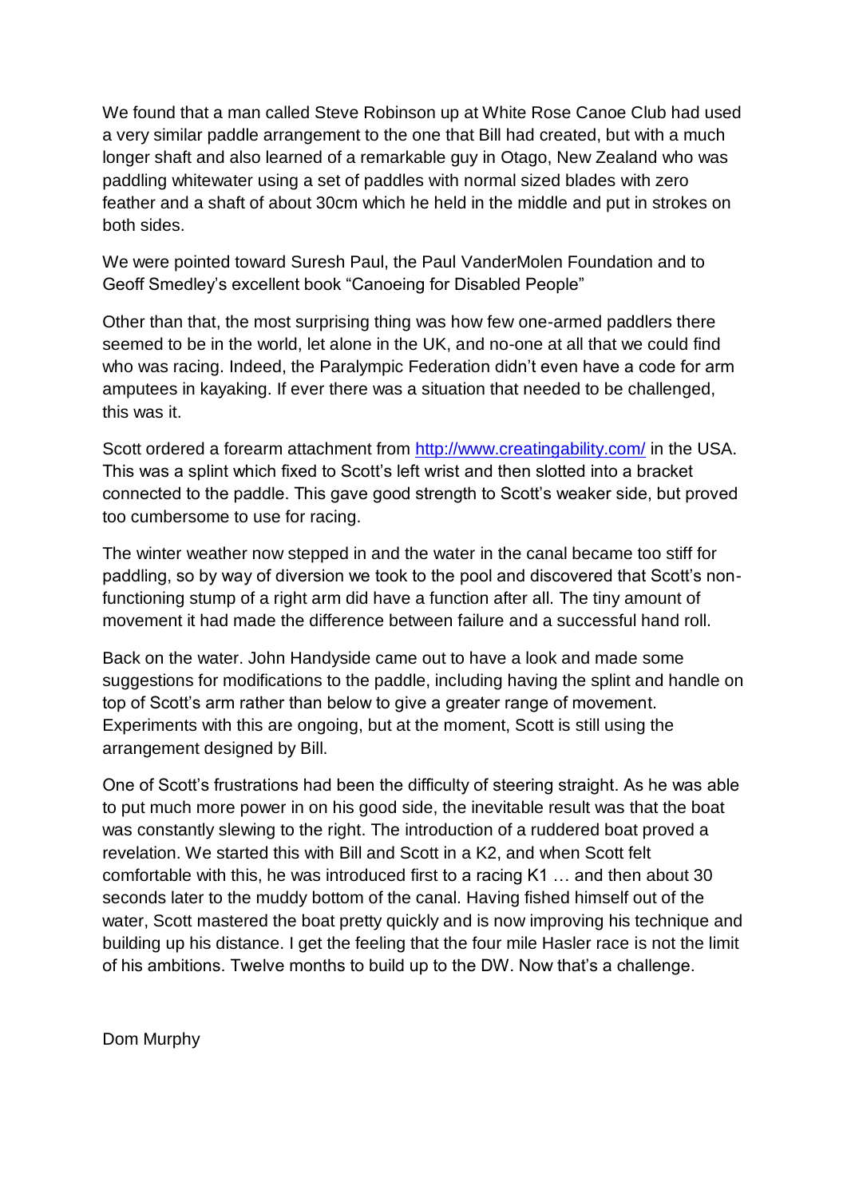We found that a man called Steve Robinson up at White Rose Canoe Club had used a very similar paddle arrangement to the one that Bill had created, but with a much longer shaft and also learned of a remarkable guy in Otago, New Zealand who was paddling whitewater using a set of paddles with normal sized blades with zero feather and a shaft of about 30cm which he held in the middle and put in strokes on both sides.

We were pointed toward Suresh Paul, the Paul VanderMolen Foundation and to Geoff Smedley's excellent book "Canoeing for Disabled People"

Other than that, the most surprising thing was how few one-armed paddlers there seemed to be in the world, let alone in the UK, and no-one at all that we could find who was racing. Indeed, the Paralympic Federation didn't even have a code for arm amputees in kayaking. If ever there was a situation that needed to be challenged, this was it.

Scott ordered a forearm attachment from [http://www.creatingability.com/](http://www.creatingability.com/) in the USA. This was a splint which fixed to Scott's left wrist and then slotted into a bracket connected to the paddle. This gave good strength to Scott's weaker side, but proved too cumbersome to use for racing.

The winter weather now stepped in and the water in the canal became too stiff for paddling, so by way of diversion we took to the pool and discovered that Scott's non-functioning stump of a right arm did have a function after all. The tiny amount of movement it had made the difference between failure and a successful hand roll.

Back on the water. John Handyside came out to have a look and made some suggestions for modifications to the paddle, including having the splint and handle on top of Scott's arm rather than below to give a greater range of movement. Experiments with this are ongoing, but at the moment, Scott is still using the arrangement designed by Bill.

One of Scott's frustrations had been the difficulty of steering straight. As he was able to put much more power in on his good side, the inevitable result was that the boat was constantly slewing to the right. The introduction of a ruddered boat proved a revelation. We started this with Bill and Scott in a K2, and when Scott felt comfortable with this, he was introduced first to a racing K1 … and then about 30 seconds later to the muddy bottom of the canal. Having fished himself out of the water, Scott mastered the boat pretty quickly and is now improving his technique and building up his distance. I get the feeling that the four mile Hasler race is not the limit of his ambitions. Twelve months to build up to the DW. Now that's a challenge.

Dom Murphy